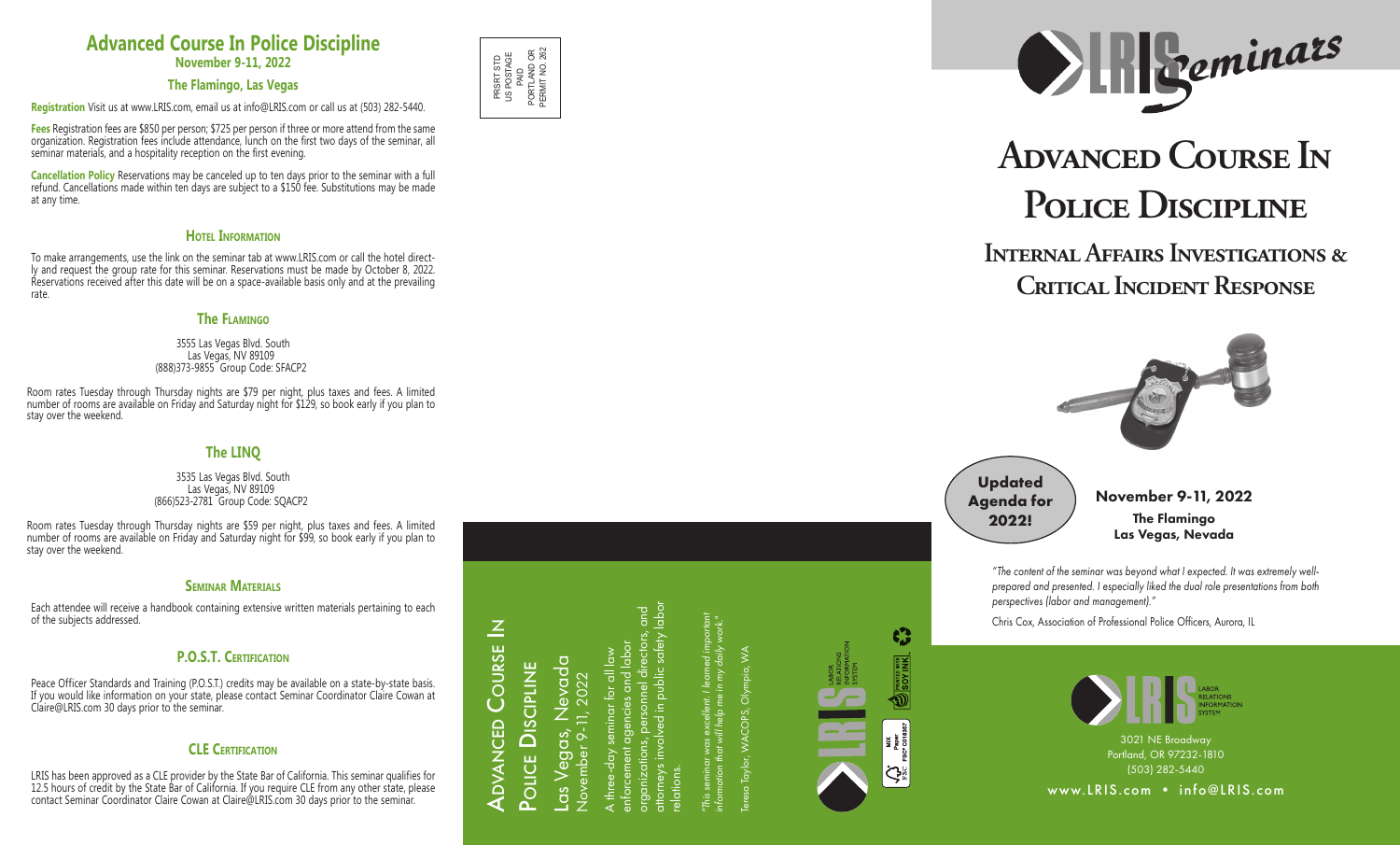# Advanced Course In Police Discipline

**November 9-11, 2022**

### The Flamingo, Las Vegas

**Registration** Visit us at www.LRIS.com, email us at info@LRIS.com or call us at (503) 282-5440.

**Fees** Registration fees are $850 per person; $725 per person if three or more attend from the same organization. Registration fees include attendance, lunch on the first two days of the seminar, all seminar materials, and a hospitality reception on the first evening.

**Cancellation Policy** Reservations may be canceled up to ten days prior to the seminar with a full refund. Cancellations made within ten days are subject to a $150 fee. Substitutions may be made at any time.

## Hotel Information

To make arrangements, use the link on the seminar tab at www.LRIS.com or call the hotel directly and request the group rate for this seminar. Reservations must be made by October 8, 2022. Reservations received after this date will be on a space-available basis only and at the prevailing rate.

### The Flamingo

3555 Las Vegas Blvd. South
Las Vegas, NV 89109
(888)373-9855 Group Code: SFACP2

Room rates Tuesday through Thursday nights are $79 per night, plus taxes and fees. A limited number of rooms are available on Friday and Saturday night for $129, so book early if you plan to stay over the weekend.

### The LINQ

3535 Las Vegas Blvd. South
Las Vegas, NV 89109
(866)523-2781 Group Code: SQACP2

Room rates Tuesday through Thursday nights are $59 per night, plus taxes and fees. A limited number of rooms are available on Friday and Saturday night for $99, so book early if you plan to stay over the weekend.

## Seminar Materials

Each attendee will receive a handbook containing extensive written materials pertaining to each of the subjects addressed.

## P.O.S.T. Certification

Peace Officer Standards and Training (P.O.S.T.) credits may be available on a state-by-state basis. If you would like information on your state, please contact Seminar Coordinator Claire Cowan at Claire@LRIS.com 30 days prior to the seminar.

## CLE Certification

LRIS has been approved as a CLE provider by the State Bar of California. This seminar qualifies for 12.5 hours of credit by the State Bar of California. If you require CLE from any other state, please contact Seminar Coordinator Claire Cowan at Claire@LRIS.com 30 days prior to the seminar.

PRSRT STD
US POSTAGE
PAID
PORTLAND OR
PERMIT NO. 262

## Advanced Course In Police Discipline

Las Vegas, Nevada
November 9-11, 2022

A three-day seminar for all law enforcement agencies and labor organizations, personnel directors, and attorneys involved in public safety labor relations.

*"This seminar was excellent. I learned important information that will help me in my daily work."*

Teresa Taylor, WACOPS, Olympia, WA

LRIS Labor Relations Information System

Printed with Soy Ink

MIX Paper FSC® C015587

LRIS Seminars

# Advanced Course In Police Discipline

## Internal Affairs Investigations & Critical Incident Response

**Updated Agenda for 2022!**

**November 9-11, 2022**

**The Flamingo**
**Las Vegas, Nevada**

*"The content of the seminar was beyond what I expected. It was extremely well-prepared and presented. I especially liked the dual role presentations from both perspectives (labor and management)."*

Chris Cox, Association of Professional Police Officers, Aurora, IL

LRIS Labor Relations Information System

3021 NE Broadway
Portland, OR 97232-1810
(503) 282-5440

www.LRIS.com • info@LRIS.com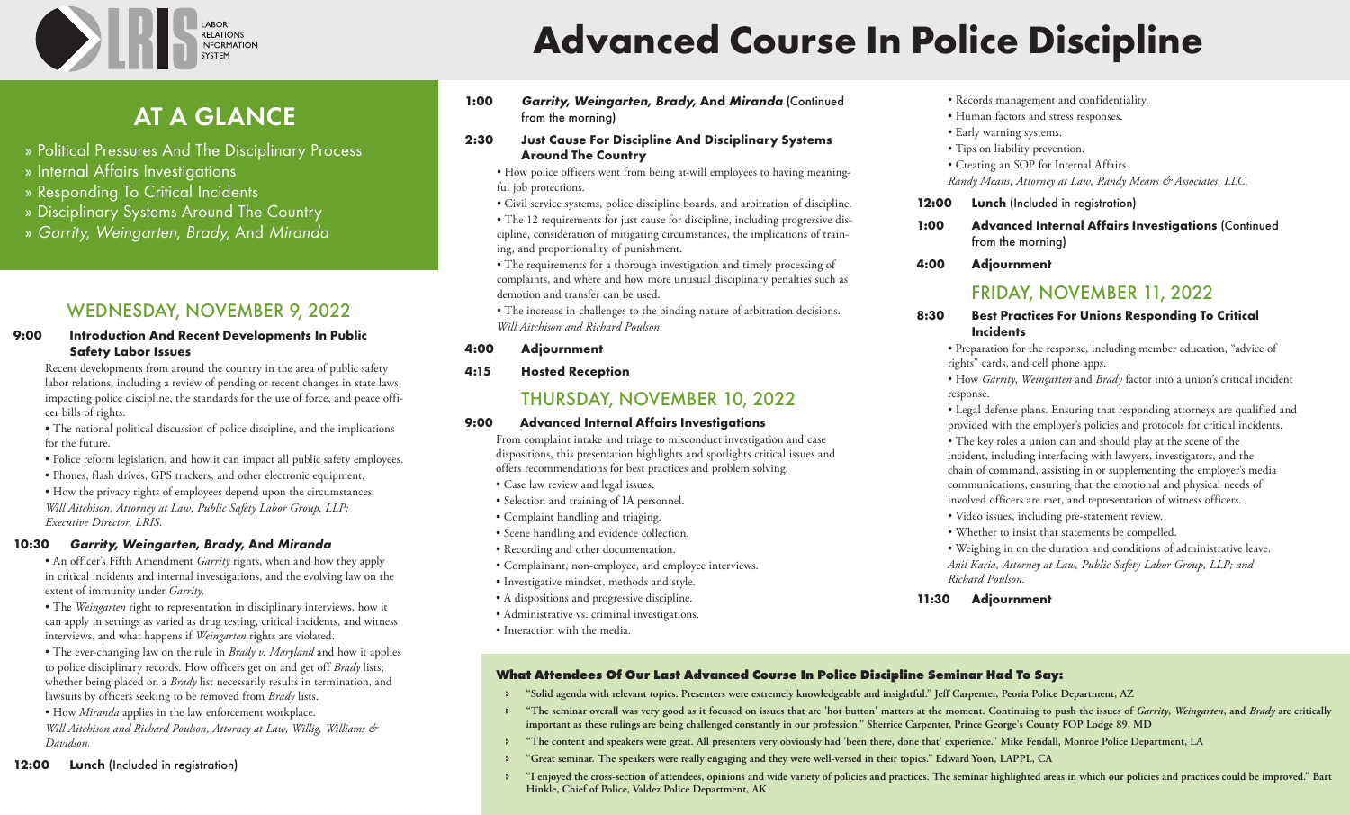LABOR RELATIONS INFORMATION SYSTEM

# Advanced Course In Police Discipline

## AT A GLANCE

» Political Pressures And The Disciplinary Process
» Internal Affairs Investigations
» Responding To Critical Incidents
» Disciplinary Systems Around The Country
» *Garrity, Weingarten, Brady,* And *Miranda*

## WEDNESDAY, NOVEMBER 9, 2022

**9:00 Introduction And Recent Developments In Public Safety Labor Issues**

Recent developments from around the country in the area of public safety labor relations, including a review of pending or recent changes in state laws impacting police discipline, the standards for the use of force, and peace officer bills of rights.

- The national political discussion of police discipline, and the implications for the future.
- Police reform legislation, and how it can impact all public safety employees.
- Phones, flash drives, GPS trackers, and other electronic equipment.
- How the privacy rights of employees depend upon the circumstances.

*Will Aitchison, Attorney at Law, Public Safety Labor Group, LLP; Executive Director, LRIS.*

**10:30 *Garrity, Weingarten, Brady,* And *Miranda***

- An officer's Fifth Amendment *Garrity* rights, when and how they apply in critical incidents and internal investigations, and the evolving law on the extent of immunity under *Garrity*.
- The *Weingarten* right to representation in disciplinary interviews, how it can apply in settings as varied as drug testing, critical incidents, and witness interviews, and what happens if *Weingarten* rights are violated.
- The ever-changing law on the rule in *Brady v. Maryland* and how it applies to police disciplinary records. How officers get on and get off *Brady* lists; whether being placed on a *Brady* list necessarily results in termination, and lawsuits by officers seeking to be removed from *Brady* lists.
- How *Miranda* applies in the law enforcement workplace.

*Will Aitchison and Richard Poulson, Attorney at Law, Willig, Williams & Davidson.*

**12:00 Lunch** (Included in registration)

**1:00 *Garrity, Weingarten, Brady,* And *Miranda*** (Continued from the morning)

**2:30 Just Cause For Discipline And Disciplinary Systems Around The Country**

- How police officers went from being at-will employees to having meaningful job protections.
- Civil service systems, police discipline boards, and arbitration of discipline.
- The 12 requirements for just cause for discipline, including progressive discipline, consideration of mitigating circumstances, the implications of training, and proportionality of punishment.
- The requirements for a thorough investigation and timely processing of complaints, and where and how more unusual disciplinary penalties such as demotion and transfer can be used.
- The increase in challenges to the binding nature of arbitration decisions.

*Will Aitchison and Richard Poulson.*

**4:00 Adjournment**

**4:15 Hosted Reception**

## THURSDAY, NOVEMBER 10, 2022

**9:00 Advanced Internal Affairs Investigations**

From complaint intake and triage to misconduct investigation and case dispositions, this presentation highlights and spotlights critical issues and offers recommendations for best practices and problem solving.

- Case law review and legal issues.
- Selection and training of IA personnel.
- Complaint handling and triaging.
- Scene handling and evidence collection.
- Recording and other documentation.
- Complainant, non-employee, and employee interviews.
- Investigative mindset, methods and style.
- A dispositions and progressive discipline.
- Administrative vs. criminal investigations.
- Interaction with the media.
- Records management and confidentiality.
- Human factors and stress responses.
- Early warning systems.
- Tips on liability prevention.
- Creating an SOP for Internal Affairs

*Randy Means, Attorney at Law, Randy Means & Associates, LLC.*

**12:00 Lunch** (Included in registration)

**1:00 Advanced Internal Affairs Investigations** (Continued from the morning)

**4:00 Adjournment**

## FRIDAY, NOVEMBER 11, 2022

**8:30 Best Practices For Unions Responding To Critical Incidents**

- Preparation for the response, including member education, "advice of rights" cards, and cell phone apps.
- How *Garrity*, *Weingarten* and *Brady* factor into a union's critical incident response.
- Legal defense plans. Ensuring that responding attorneys are qualified and provided with the employer's policies and protocols for critical incidents.
- The key roles a union can and should play at the scene of the incident, including interfacing with lawyers, investigators, and the chain of command, assisting in or supplementing the employer's media communications, ensuring that the emotional and physical needs of involved officers are met, and representation of witness officers.
- Video issues, including pre-statement review.
- Whether to insist that statements be compelled.
- Weighing in on the duration and conditions of administrative leave.

*Anil Karia, Attorney at Law, Public Safety Labor Group, LLP; and Richard Poulson.*

**11:30 Adjournment**

### What Attendees Of Our Last Advanced Course In Police Discipline Seminar Had To Say:

- **"Solid agenda with relevant topics. Presenters were extremely knowledgeable and insightful." Jeff Carpenter, Peoria Police Department, AZ**
- **"The seminar overall was very good as it focused on issues that are 'hot button' matters at the moment. Continuing to push the issues of *Garrity*, *Weingarten*, and *Brady* are critically important as these rulings are being challenged constantly in our profession." Sherrice Carpenter, Prince George's County FOP Lodge 89, MD**
- **"The content and speakers were great. All presenters very obviously had 'been there, done that' experience." Mike Fendall, Monroe Police Department, LA**
- **"Great seminar. The speakers were really engaging and they were well-versed in their topics." Edward Yoon, LAPPL, CA**
- **"I enjoyed the cross-section of attendees, opinions and wide variety of policies and practices. The seminar highlighted areas in which our policies and practices could be improved." Bart Hinkle, Chief of Police, Valdez Police Department, AK**